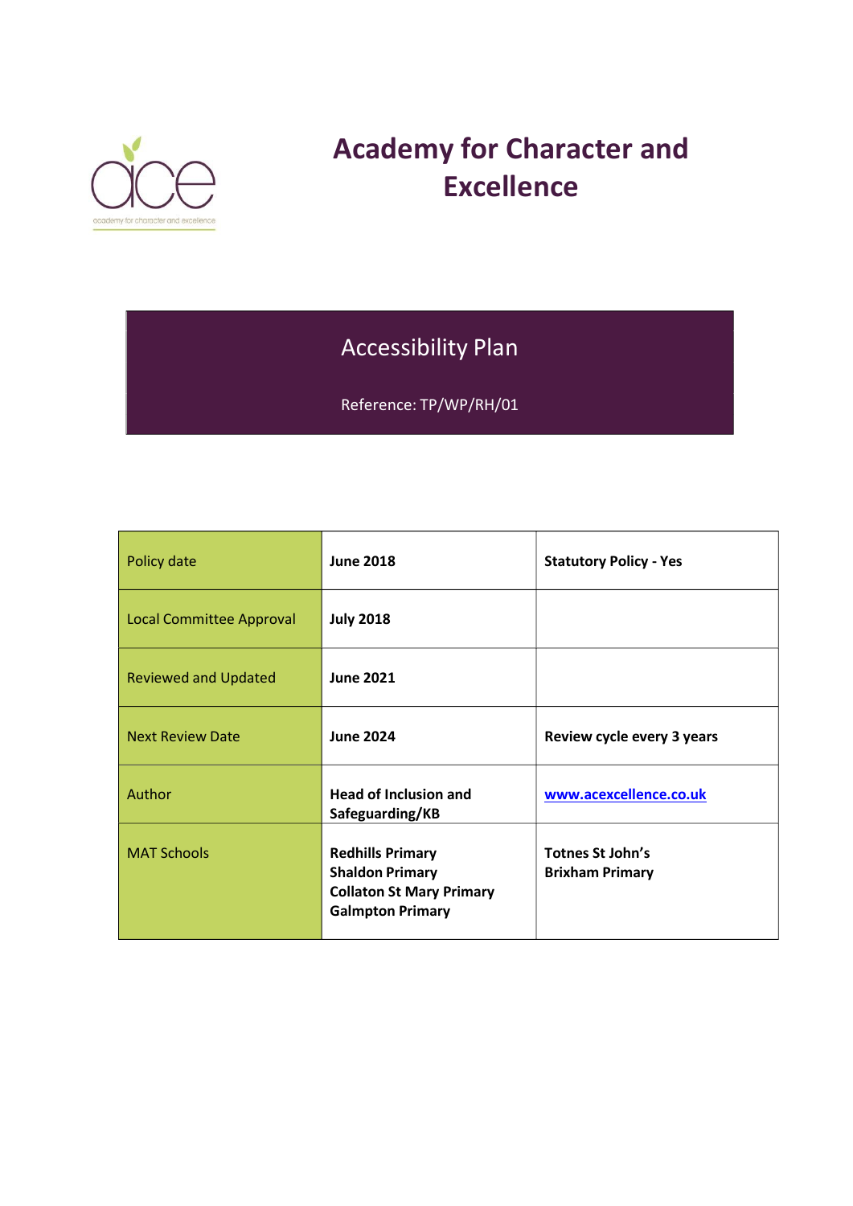# Academy for Character and Excellence

## Accessibility Plan

Reference: TP/WP/RH/01

| Policy date | June 2018 | Statutory Policy - Yes |
|---|---|---|
| Local Committee Approval | July 2018 | |
| Reviewed and Updated | June 2021 | |
| Next Review Date | June 2024 | Review cycle every 3 years |
| Author | Head of Inclusion and Safeguarding/KB | www.acexcellence.co.uk |
| MAT Schools | Redhills Primary<br>Shaldon Primary<br>Collaton St Mary Primary<br>Galmpton Primary | Totnes St John's<br>Brixham Primary |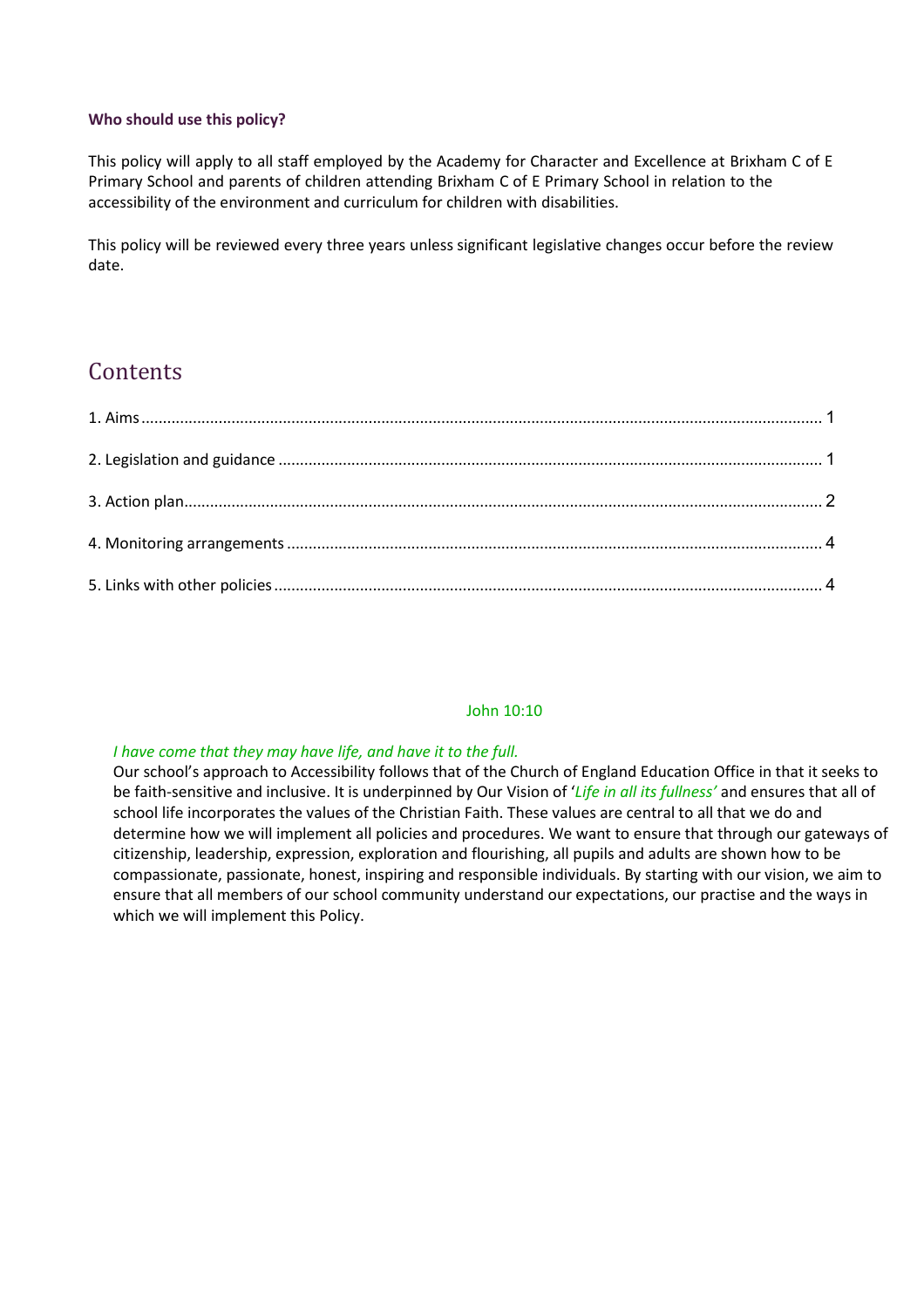### Who should use this policy?

This policy will apply to all staff employed by the Academy for Character and Excellence at Brixham C of E Primary School and parents of children attending Brixham C of E Primary School in relation to the accessibility of the environment and curriculum for children with disabilities.

This policy will be reviewed every three years unless significant legislative changes occur before the review date.

## Contents

1. Aims ............................................................ 1
2. Legislation and guidance ............................................................ 1
3. Action plan ............................................................ 2
4. Monitoring arrangements ............................................................ 4
5. Links with other policies ............................................................ 4

John 10:10

*I have come that they may have life, and have it to the full.*

Our school's approach to Accessibility follows that of the Church of England Education Office in that it seeks to be faith-sensitive and inclusive. It is underpinned by Our Vision of '*Life in all its fullness'* and ensures that all of school life incorporates the values of the Christian Faith. These values are central to all that we do and determine how we will implement all policies and procedures. We want to ensure that through our gateways of citizenship, leadership, expression, exploration and flourishing, all pupils and adults are shown how to be compassionate, passionate, honest, inspiring and responsible individuals. By starting with our vision, we aim to ensure that all members of our school community understand our expectations, our practise and the ways in which we will implement this Policy.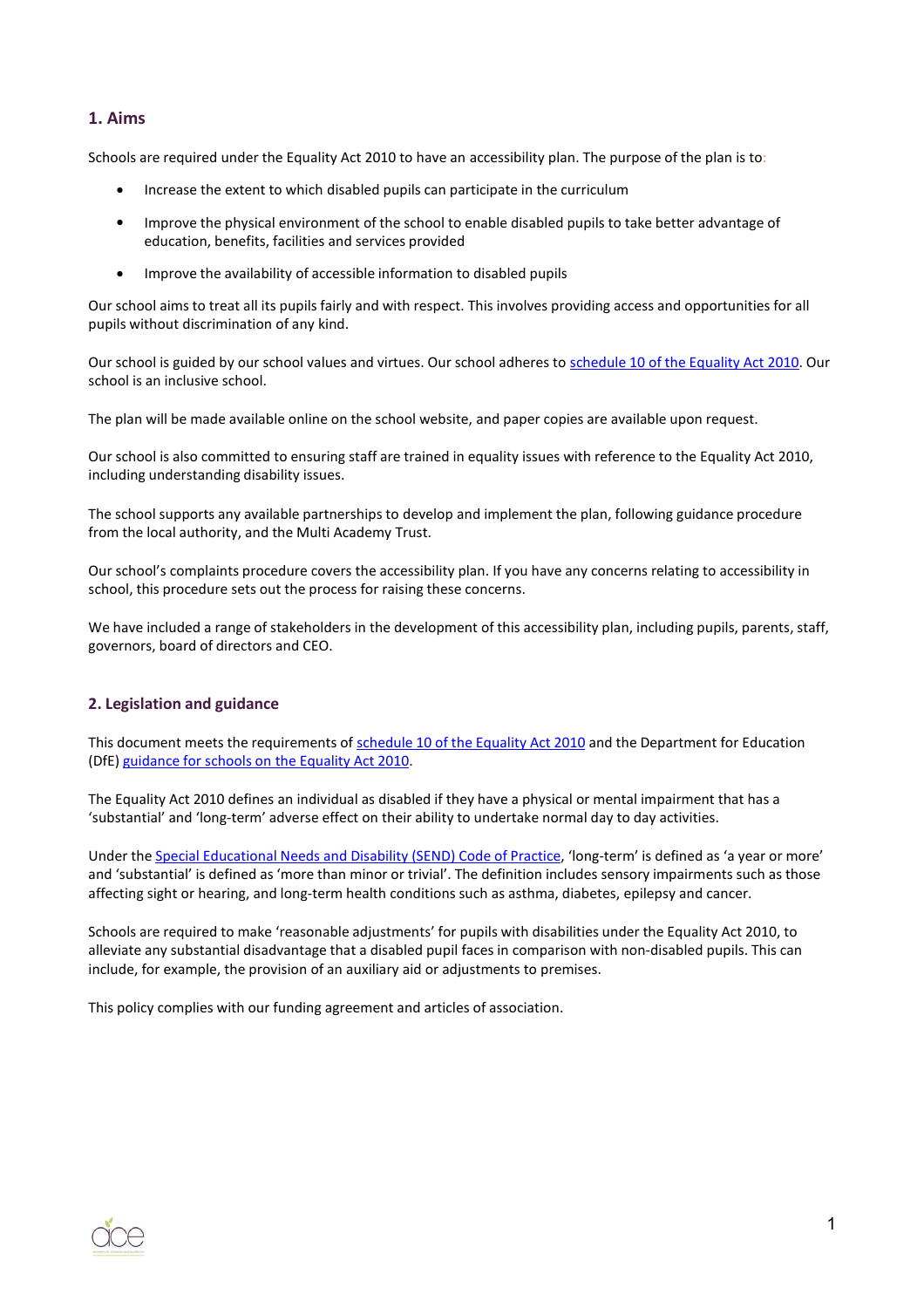## 1. Aims

Schools are required under the Equality Act 2010 to have an accessibility plan. The purpose of the plan is to:

- Increase the extent to which disabled pupils can participate in the curriculum
- Improve the physical environment of the school to enable disabled pupils to take better advantage of education, benefits, facilities and services provided
- Improve the availability of accessible information to disabled pupils

Our school aims to treat all its pupils fairly and with respect. This involves providing access and opportunities for all pupils without discrimination of any kind.

Our school is guided by our school values and virtues. Our school adheres to schedule 10 of the Equality Act 2010. Our school is an inclusive school.

The plan will be made available online on the school website, and paper copies are available upon request.

Our school is also committed to ensuring staff are trained in equality issues with reference to the Equality Act 2010, including understanding disability issues.

The school supports any available partnerships to develop and implement the plan, following guidance procedure from the local authority, and the Multi Academy Trust.

Our school's complaints procedure covers the accessibility plan. If you have any concerns relating to accessibility in school, this procedure sets out the process for raising these concerns.

We have included a range of stakeholders in the development of this accessibility plan, including pupils, parents, staff, governors, board of directors and CEO.

## 2. Legislation and guidance

This document meets the requirements of schedule 10 of the Equality Act 2010 and the Department for Education (DfE) guidance for schools on the Equality Act 2010.

The Equality Act 2010 defines an individual as disabled if they have a physical or mental impairment that has a 'substantial' and 'long-term' adverse effect on their ability to undertake normal day to day activities.

Under the Special Educational Needs and Disability (SEND) Code of Practice, 'long-term' is defined as 'a year or more' and 'substantial' is defined as 'more than minor or trivial'. The definition includes sensory impairments such as those affecting sight or hearing, and long-term health conditions such as asthma, diabetes, epilepsy and cancer.

Schools are required to make 'reasonable adjustments' for pupils with disabilities under the Equality Act 2010, to alleviate any substantial disadvantage that a disabled pupil faces in comparison with non-disabled pupils. This can include, for example, the provision of an auxiliary aid or adjustments to premises.

This policy complies with our funding agreement and articles of association.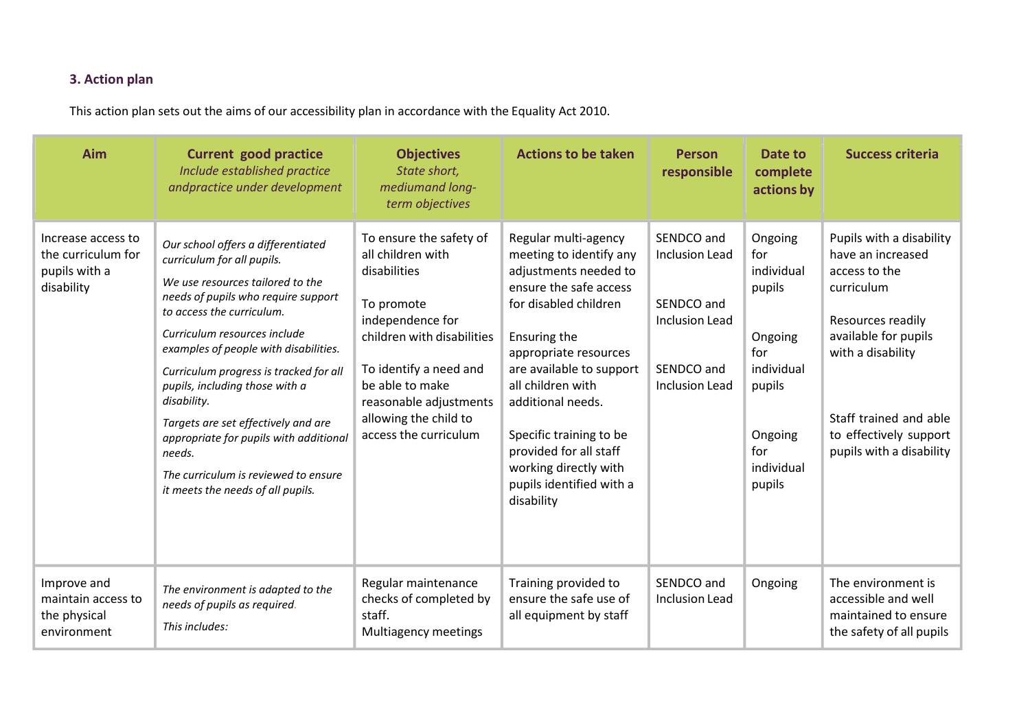### 3. Action plan

This action plan sets out the aims of our accessibility plan in accordance with the Equality Act 2010.

| Aim | Current good practice *Include established practice andpractice under development* | Objectives *State short, mediumand long-term objectives* | Actions to be taken | Person responsible | Date to complete actions by | Success criteria |
|---|---|---|---|---|---|---|
| Increase access to the curriculum for pupils with a disability | *Our school offers a differentiated curriculum for all pupils.* *We use resources tailored to the needs of pupils who require support to access the curriculum.* *Curriculum resources include examples of people with disabilities.* *Curriculum progress is tracked for all pupils, including those with a disability.* *Targets are set effectively and are appropriate for pupils with additional needs.* *The curriculum is reviewed to ensure it meets the needs of all pupils.* | To ensure the safety of all children with disabilities<br><br>To promote independence for children with disabilities<br><br>To identify a need and be able to make reasonable adjustments allowing the child to access the curriculum | Regular multi-agency meeting to identify any adjustments needed to ensure the safe access for disabled children<br><br>Ensuring the appropriate resources are available to support all children with additional needs.<br><br>Specific training to be provided for all staff working directly with pupils identified with a disability | SENDCO and Inclusion Lead<br><br>SENDCO and Inclusion Lead<br><br>SENDCO and Inclusion Lead | Ongoing for individual pupils<br><br>Ongoing for individual pupils<br><br>Ongoing for individual pupils | Pupils with a disability have an increased access to the curriculum<br><br>Resources readily available for pupils with a disability<br><br>Staff trained and able to effectively support pupils with a disability |
| Improve and maintain access to the physical environment | *The environment is adapted to the needs of pupils as required.* *This includes:* | Regular maintenance checks of completed by staff.<br>Multiagency meetings | Training provided to ensure the safe use of all equipment by staff | SENDCO and Inclusion Lead | Ongoing | The environment is accessible and well maintained to ensure the safety of all pupils |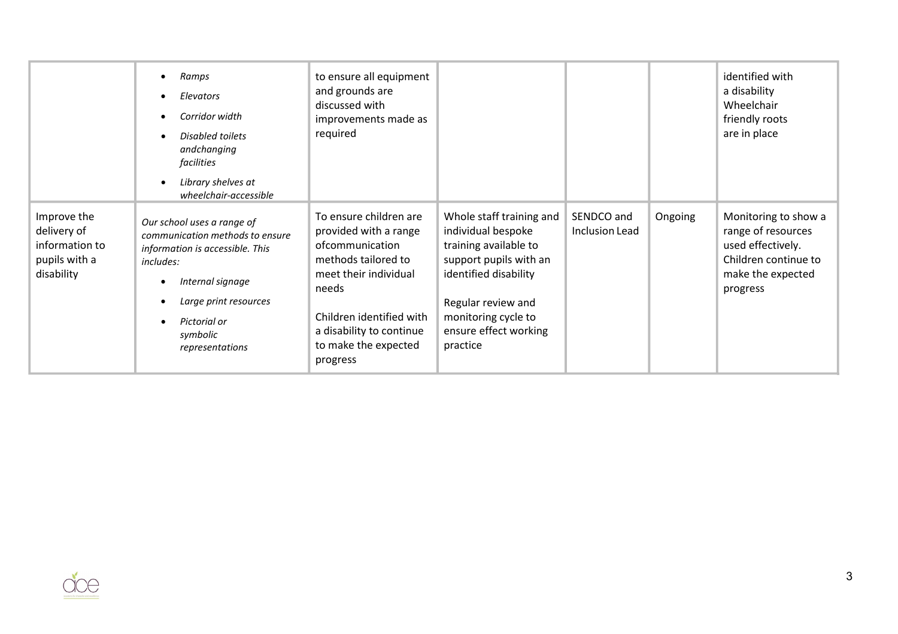| | | | | | | |
|---|---|---|---|---|---|---|
| | • *Ramps*<br>• *Elevators*<br>• *Corridor width*<br>• *Disabled toilets andchanging facilities*<br>• *Library shelves at wheelchair-accessible* | to ensure all equipment and grounds are discussed with improvements made as required | | | | identified with a disability Wheelchair friendly roots are in place |
| Improve the delivery of information to pupils with a disability | *Our school uses a range of communication methods to ensure information is accessible. This includes:*<br>• *Internal signage*<br>• *Large print resources*<br>• *Pictorial or symbolic representations* | To ensure children are provided with a range ofcommunication methods tailored to meet their individual needs<br><br>Children identified with a disability to continue to make the expected progress | Whole staff training and individual bespoke training available to support pupils with an identified disability<br><br>Regular review and monitoring cycle to ensure effect working practice | SENDCO and Inclusion Lead | Ongoing | Monitoring to show a range of resources used effectively. Children continue to make the expected progress |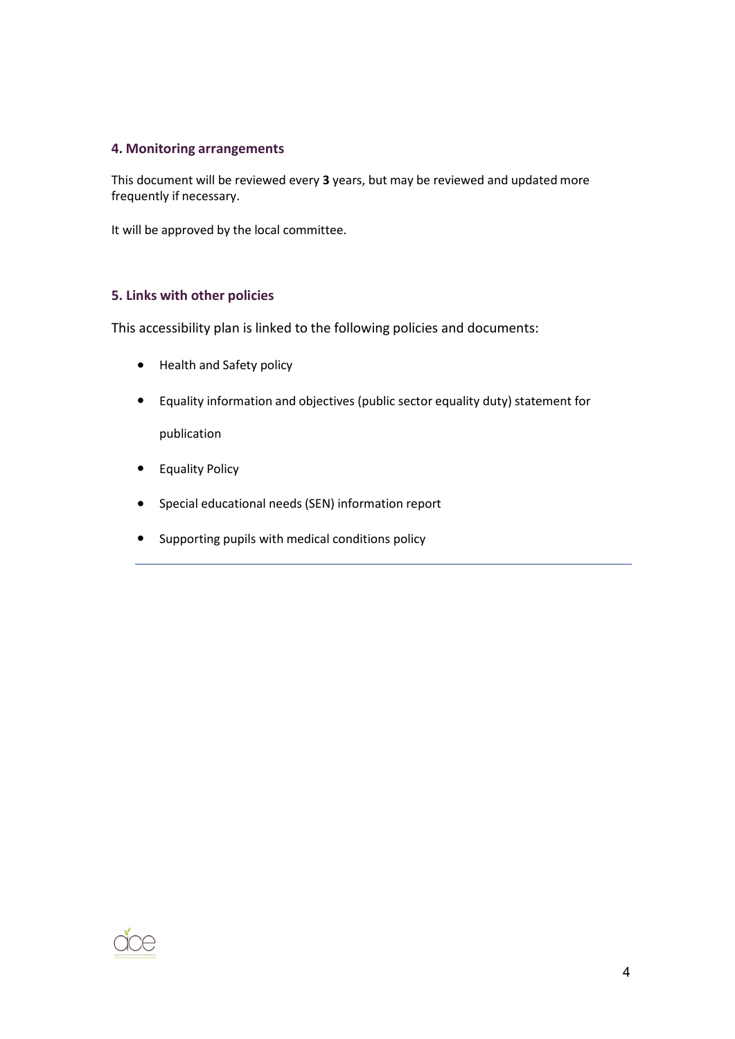## 4. Monitoring arrangements

This document will be reviewed every **3** years, but may be reviewed and updated more frequently if necessary.

It will be approved by the local committee.

## 5. Links with other policies

This accessibility plan is linked to the following policies and documents:

- Health and Safety policy
- Equality information and objectives (public sector equality duty) statement for publication
- Equality Policy
- Special educational needs (SEN) information report
- Supporting pupils with medical conditions policy